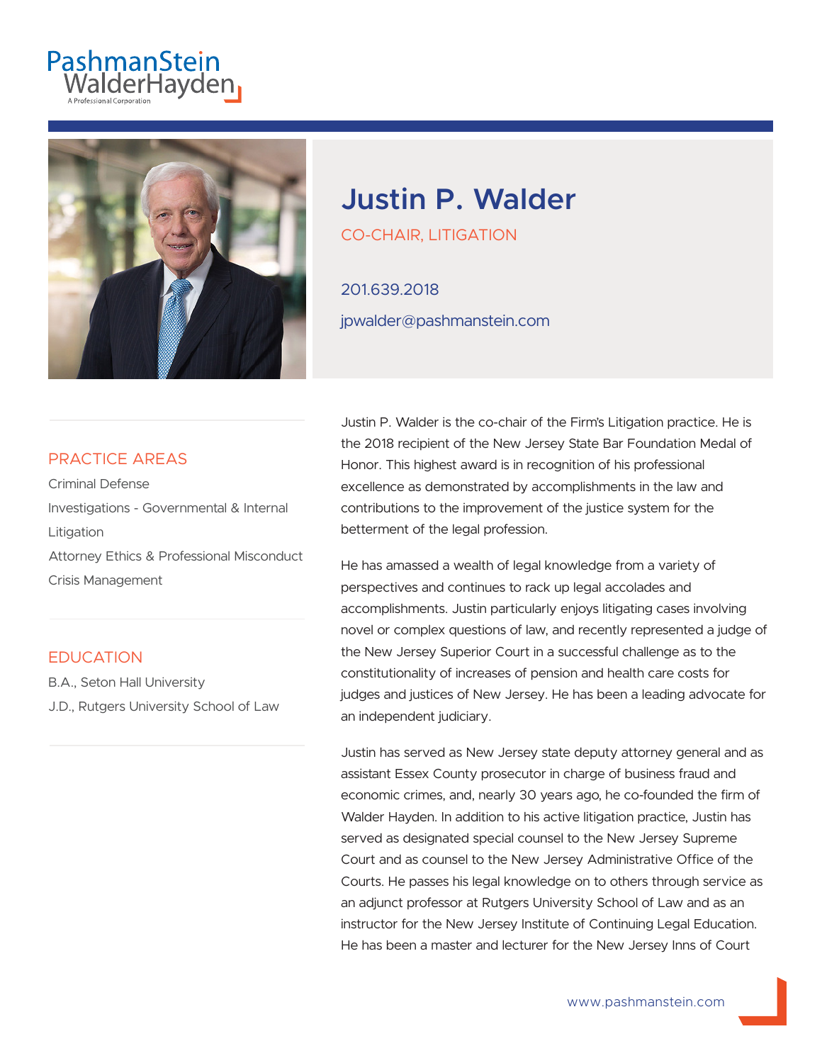# Justin P. Walder

CO-CHAIR, LITIGATION

201.639.2018

jpwalder@pashmanstein.com

## PRACTICE AREAS

Criminal Defense

Investigations - Governmental & Internal

Litigation

Attorney Ethics & Professional Misconduct

Crisis Management

## EDUCATION

B.A., Seton Hall University

J.D., Rutgers University School of Law

Justin P. Walder is the co-chair of the Firm's Litigation practice. He is the 2018 recipient of the New Jersey State Bar Foundation Medal of Honor. This highest award is in recognition of his professional excellence as demonstrated by accomplishments in the law and contributions to the improvement of the justice system for the betterment of the legal profession.

He has amassed a wealth of legal knowledge from a variety of perspectives and continues to rack up legal accolades and accomplishments. Justin particularly enjoys litigating cases involving novel or complex questions of law, and recently represented a judge of the New Jersey Superior Court in a successful challenge as to the constitutionality of increases of pension and health care costs for judges and justices of New Jersey. He has been a leading advocate for an independent judiciary.

Justin has served as New Jersey state deputy attorney general and as assistant Essex County prosecutor in charge of business fraud and economic crimes, and, nearly 30 years ago, he co-founded the firm of Walder Hayden. In addition to his active litigation practice, Justin has served as designated special counsel to the New Jersey Supreme Court and as counsel to the New Jersey Administrative Office of the Courts. He passes his legal knowledge on to others through service as an adjunct professor at Rutgers University School of Law and as an instructor for the New Jersey Institute of Continuing Legal Education. He has been a master and lecturer for the New Jersey Inns of Court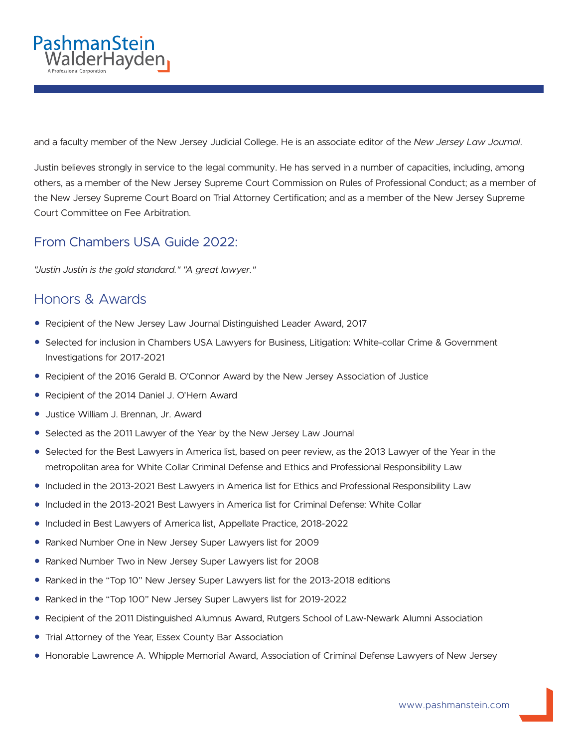and a faculty member of the New Jersey Judicial College. He is an associate editor of the *New Jersey Law Journal*.

Justin believes strongly in service to the legal community. He has served in a number of capacities, including, among others, as a member of the New Jersey Supreme Court Commission on Rules of Professional Conduct; as a member of the New Jersey Supreme Court Board on Trial Attorney Certification; and as a member of the New Jersey Supreme Court Committee on Fee Arbitration.

## From Chambers USA Guide 2022:

*"Justin Justin is the gold standard." "A great lawyer."*

## Honors & Awards

- Recipient of the New Jersey Law Journal Distinguished Leader Award, 2017
- Selected for inclusion in Chambers USA Lawyers for Business, Litigation: White-collar Crime & Government Investigations for 2017-2021
- Recipient of the 2016 Gerald B. O'Connor Award by the New Jersey Association of Justice
- Recipient of the 2014 Daniel J. O'Hern Award
- Justice William J. Brennan, Jr. Award
- Selected as the 2011 Lawyer of the Year by the New Jersey Law Journal
- Selected for the Best Lawyers in America list, based on peer review, as the 2013 Lawyer of the Year in the metropolitan area for White Collar Criminal Defense and Ethics and Professional Responsibility Law
- Included in the 2013-2021 Best Lawyers in America list for Ethics and Professional Responsibility Law
- Included in the 2013-2021 Best Lawyers in America list for Criminal Defense: White Collar
- Included in Best Lawyers of America list, Appellate Practice, 2018-2022
- Ranked Number One in New Jersey Super Lawyers list for 2009
- Ranked Number Two in New Jersey Super Lawyers list for 2008
- Ranked in the "Top 10" New Jersey Super Lawyers list for the 2013-2018 editions
- Ranked in the "Top 100" New Jersey Super Lawyers list for 2019-2022
- Recipient of the 2011 Distinguished Alumnus Award, Rutgers School of Law-Newark Alumni Association
- Trial Attorney of the Year, Essex County Bar Association
- Honorable Lawrence A. Whipple Memorial Award, Association of Criminal Defense Lawyers of New Jersey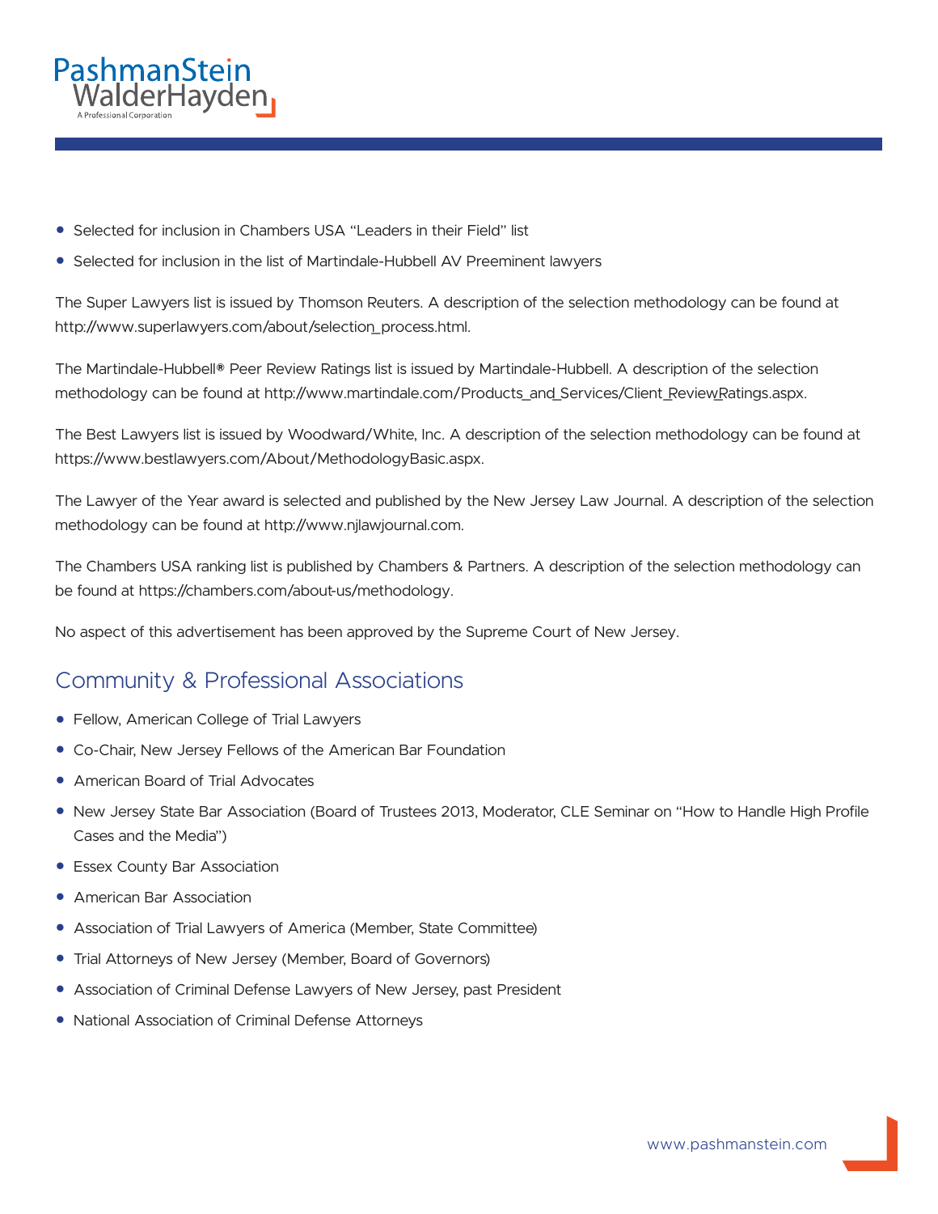- Selected for inclusion in Chambers USA "Leaders in their Field" list
- Selected for inclusion in the list of Martindale-Hubbell AV Preeminent lawyers

The Super Lawyers list is issued by Thomson Reuters. A description of the selection methodology can be found at http://www.superlawyers.com/about/selection_process.html.

The Martindale-Hubbell® Peer Review Ratings list is issued by Martindale-Hubbell. A description of the selection methodology can be found at http://www.martindale.com/Products_and_Services/Client_Review_Ratings.aspx.

The Best Lawyers list is issued by Woodward/White, Inc. A description of the selection methodology can be found at https://www.bestlawyers.com/About/MethodologyBasic.aspx.

The Lawyer of the Year award is selected and published by the New Jersey Law Journal. A description of the selection methodology can be found at http://www.njlawjournal.com.

The Chambers USA ranking list is published by Chambers & Partners. A description of the selection methodology can be found at https://chambers.com/about-us/methodology.

No aspect of this advertisement has been approved by the Supreme Court of New Jersey.

## Community & Professional Associations

- Fellow, American College of Trial Lawyers
- Co-Chair, New Jersey Fellows of the American Bar Foundation
- American Board of Trial Advocates
- New Jersey State Bar Association (Board of Trustees 2013, Moderator, CLE Seminar on "How to Handle High Profile Cases and the Media")
- Essex County Bar Association
- American Bar Association
- Association of Trial Lawyers of America (Member, State Committee)
- Trial Attorneys of New Jersey (Member, Board of Governors)
- Association of Criminal Defense Lawyers of New Jersey, past President
- National Association of Criminal Defense Attorneys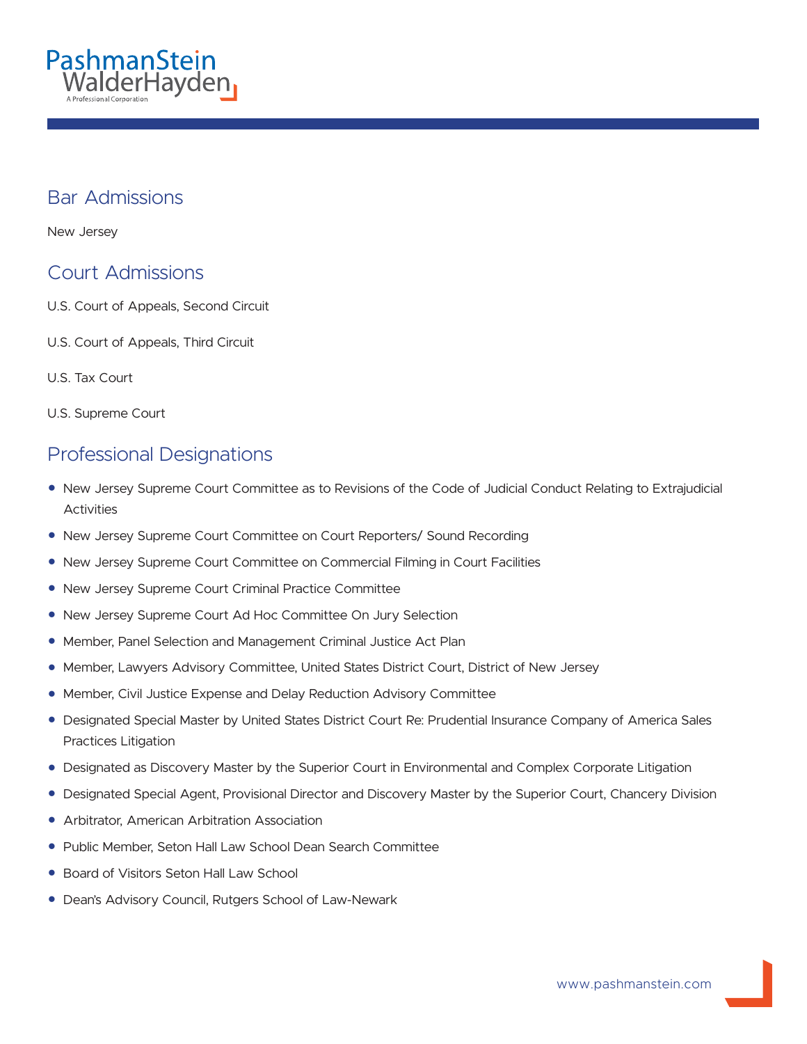## Bar Admissions

New Jersey

## Court Admissions

U.S. Court of Appeals, Second Circuit

U.S. Court of Appeals, Third Circuit

U.S. Tax Court

U.S. Supreme Court

## Professional Designations

- New Jersey Supreme Court Committee as to Revisions of the Code of Judicial Conduct Relating to Extrajudicial Activities
- New Jersey Supreme Court Committee on Court Reporters/ Sound Recording
- New Jersey Supreme Court Committee on Commercial Filming in Court Facilities
- New Jersey Supreme Court Criminal Practice Committee
- New Jersey Supreme Court Ad Hoc Committee On Jury Selection
- Member, Panel Selection and Management Criminal Justice Act Plan
- Member, Lawyers Advisory Committee, United States District Court, District of New Jersey
- Member, Civil Justice Expense and Delay Reduction Advisory Committee
- Designated Special Master by United States District Court Re: Prudential Insurance Company of America Sales Practices Litigation
- Designated as Discovery Master by the Superior Court in Environmental and Complex Corporate Litigation
- Designated Special Agent, Provisional Director and Discovery Master by the Superior Court, Chancery Division
- Arbitrator, American Arbitration Association
- Public Member, Seton Hall Law School Dean Search Committee
- Board of Visitors Seton Hall Law School
- Dean's Advisory Council, Rutgers School of Law-Newark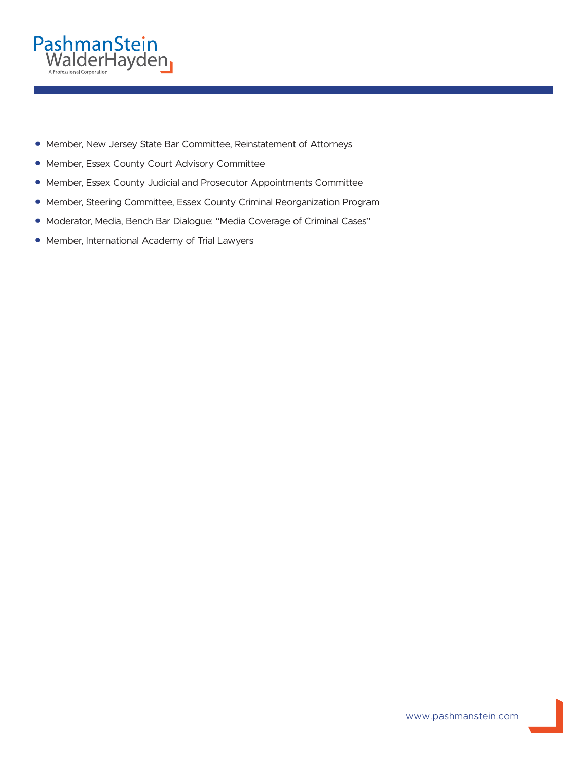- Member, New Jersey State Bar Committee, Reinstatement of Attorneys
- Member, Essex County Court Advisory Committee
- Member, Essex County Judicial and Prosecutor Appointments Committee
- Member, Steering Committee, Essex County Criminal Reorganization Program
- Moderator, Media, Bench Bar Dialogue: “Media Coverage of Criminal Cases”
- Member, International Academy of Trial Lawyers